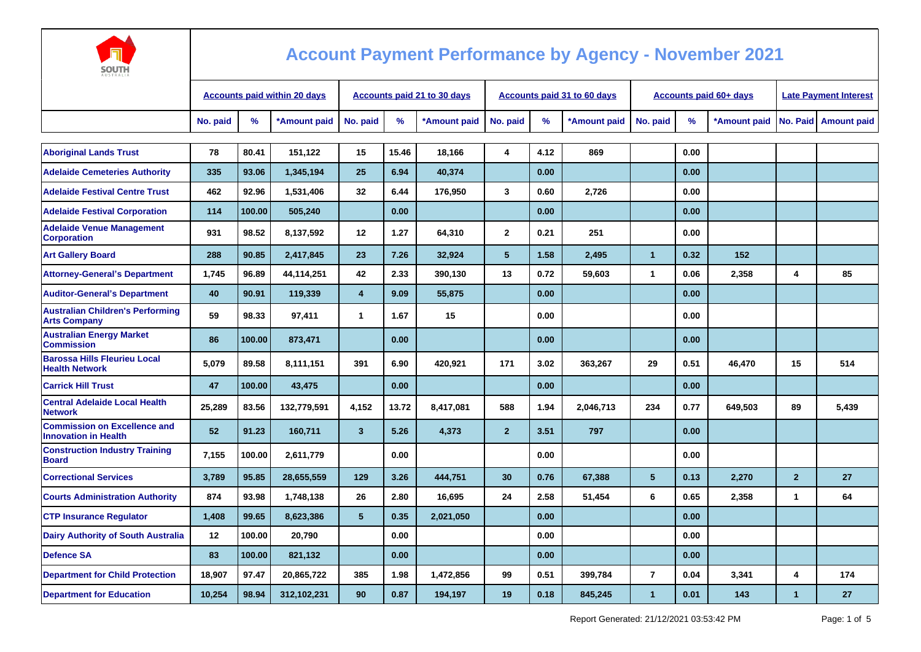# Account Payment Performance by Agency - November 2021

| | Accounts paid within 20 days | | | Accounts paid 21 to 30 days | | | Accounts paid 31 to 60 days | | | Accounts paid 60+ days | | | Late Payment Interest | |
|---|---|---|---|---|---|---|---|---|---|---|---|---|---|---|
| | No. paid | % | *Amount paid | No. paid | % | *Amount paid | No. paid | % | *Amount paid | No. paid | % | *Amount paid | No. Paid | Amount paid |
| Aboriginal Lands Trust | 78 | 80.41 | 151,122 | 15 | 15.46 | 18,166 | 4 | 4.12 | 869 | | 0.00 | | | |
| Adelaide Cemeteries Authority | 335 | 93.06 | 1,345,194 | 25 | 6.94 | 40,374 | | 0.00 | | | 0.00 | | | |
| Adelaide Festival Centre Trust | 462 | 92.96 | 1,531,406 | 32 | 6.44 | 176,950 | 3 | 0.60 | 2,726 | | 0.00 | | | |
| Adelaide Festival Corporation | 114 | 100.00 | 505,240 | | 0.00 | | | 0.00 | | | 0.00 | | | |
| Adelaide Venue Management Corporation | 931 | 98.52 | 8,137,592 | 12 | 1.27 | 64,310 | 2 | 0.21 | 251 | | 0.00 | | | |
| Art Gallery Board | 288 | 90.85 | 2,417,845 | 23 | 7.26 | 32,924 | 5 | 1.58 | 2,495 | 1 | 0.32 | 152 | | |
| Attorney-General's Department | 1,745 | 96.89 | 44,114,251 | 42 | 2.33 | 390,130 | 13 | 0.72 | 59,603 | 1 | 0.06 | 2,358 | 4 | 85 |
| Auditor-General's Department | 40 | 90.91 | 119,339 | 4 | 9.09 | 55,875 | | 0.00 | | | 0.00 | | | |
| Australian Children's Performing Arts Company | 59 | 98.33 | 97,411 | 1 | 1.67 | 15 | | 0.00 | | | 0.00 | | | |
| Australian Energy Market Commission | 86 | 100.00 | 873,471 | | 0.00 | | | 0.00 | | | 0.00 | | | |
| Barossa Hills Fleurieu Local Health Network | 5,079 | 89.58 | 8,111,151 | 391 | 6.90 | 420,921 | 171 | 3.02 | 363,267 | 29 | 0.51 | 46,470 | 15 | 514 |
| Carrick Hill Trust | 47 | 100.00 | 43,475 | | 0.00 | | | 0.00 | | | 0.00 | | | |
| Central Adelaide Local Health Network | 25,289 | 83.56 | 132,779,591 | 4,152 | 13.72 | 8,417,081 | 588 | 1.94 | 2,046,713 | 234 | 0.77 | 649,503 | 89 | 5,439 |
| Commission on Excellence and Innovation in Health | 52 | 91.23 | 160,711 | 3 | 5.26 | 4,373 | 2 | 3.51 | 797 | | 0.00 | | | |
| Construction Industry Training Board | 7,155 | 100.00 | 2,611,779 | | 0.00 | | | 0.00 | | | 0.00 | | | |
| Correctional Services | 3,789 | 95.85 | 28,655,559 | 129 | 3.26 | 444,751 | 30 | 0.76 | 67,388 | 5 | 0.13 | 2,270 | 2 | 27 |
| Courts Administration Authority | 874 | 93.98 | 1,748,138 | 26 | 2.80 | 16,695 | 24 | 2.58 | 51,454 | 6 | 0.65 | 2,358 | 1 | 64 |
| CTP Insurance Regulator | 1,408 | 99.65 | 8,623,386 | 5 | 0.35 | 2,021,050 | | 0.00 | | | 0.00 | | | |
| Dairy Authority of South Australia | 12 | 100.00 | 20,790 | | 0.00 | | | 0.00 | | | 0.00 | | | |
| Defence SA | 83 | 100.00 | 821,132 | | 0.00 | | | 0.00 | | | 0.00 | | | |
| Department for Child Protection | 18,907 | 97.47 | 20,865,722 | 385 | 1.98 | 1,472,856 | 99 | 0.51 | 399,784 | 7 | 0.04 | 3,341 | 4 | 174 |
| Department for Education | 10,254 | 98.94 | 312,102,231 | 90 | 0.87 | 194,197 | 19 | 0.18 | 845,245 | 1 | 0.01 | 143 | 1 | 27 |

Report Generated: 21/12/2021 03:53:42 PM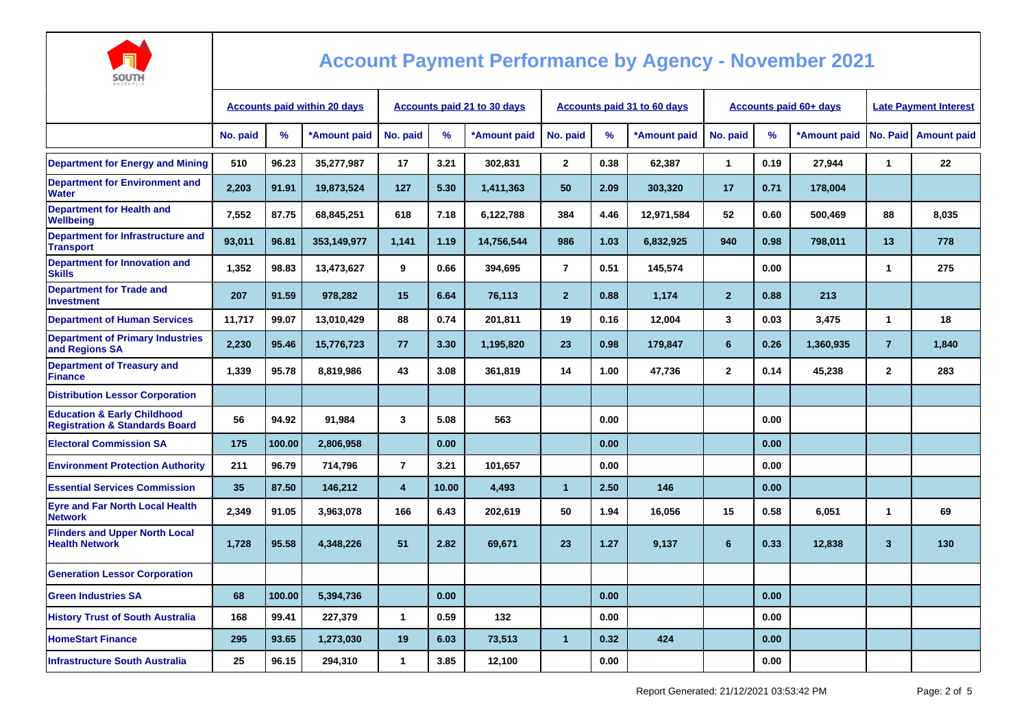# Account Payment Performance by Agency - November 2021

| | Accounts paid within 20 days | | | Accounts paid 21 to 30 days | | | Accounts paid 31 to 60 days | | | Accounts paid 60+ days | | | Late Payment Interest | |
|---|---|---|---|---|---|---|---|---|---|---|---|---|---|---|
| | No. paid | % | *Amount paid | No. paid | % | *Amount paid | No. paid | % | *Amount paid | No. paid | % | *Amount paid | No. Paid | Amount paid |
| Department for Energy and Mining | 510 | 96.23 | 35,277,987 | 17 | 3.21 | 302,831 | 2 | 0.38 | 62,387 | 1 | 0.19 | 27,944 | 1 | 22 |
| Department for Environment and Water | 2,203 | 91.91 | 19,873,524 | 127 | 5.30 | 1,411,363 | 50 | 2.09 | 303,320 | 17 | 0.71 | 178,004 | | |
| Department for Health and Wellbeing | 7,552 | 87.75 | 68,845,251 | 618 | 7.18 | 6,122,788 | 384 | 4.46 | 12,971,584 | 52 | 0.60 | 500,469 | 88 | 8,035 |
| Department for Infrastructure and Transport | 93,011 | 96.81 | 353,149,977 | 1,141 | 1.19 | 14,756,544 | 986 | 1.03 | 6,832,925 | 940 | 0.98 | 798,011 | 13 | 778 |
| Department for Innovation and Skills | 1,352 | 98.83 | 13,473,627 | 9 | 0.66 | 394,695 | 7 | 0.51 | 145,574 | | 0.00 | | 1 | 275 |
| Department for Trade and Investment | 207 | 91.59 | 978,282 | 15 | 6.64 | 76,113 | 2 | 0.88 | 1,174 | 2 | 0.88 | 213 | | |
| Department of Human Services | 11,717 | 99.07 | 13,010,429 | 88 | 0.74 | 201,811 | 19 | 0.16 | 12,004 | 3 | 0.03 | 3,475 | 1 | 18 |
| Department of Primary Industries and Regions SA | 2,230 | 95.46 | 15,776,723 | 77 | 3.30 | 1,195,820 | 23 | 0.98 | 179,847 | 6 | 0.26 | 1,360,935 | 7 | 1,840 |
| Department of Treasury and Finance | 1,339 | 95.78 | 8,819,986 | 43 | 3.08 | 361,819 | 14 | 1.00 | 47,736 | 2 | 0.14 | 45,238 | 2 | 283 |
| Distribution Lessor Corporation | | | | | | | | | | | | | | |
| Education & Early Childhood Registration & Standards Board | 56 | 94.92 | 91,984 | 3 | 5.08 | 563 | | 0.00 | | | 0.00 | | | |
| Electoral Commission SA | 175 | 100.00 | 2,806,958 | | 0.00 | | | 0.00 | | | 0.00 | | | |
| Environment Protection Authority | 211 | 96.79 | 714,796 | 7 | 3.21 | 101,657 | | 0.00 | | | 0.00 | | | |
| Essential Services Commission | 35 | 87.50 | 146,212 | 4 | 10.00 | 4,493 | 1 | 2.50 | 146 | | 0.00 | | | |
| Eyre and Far North Local Health Network | 2,349 | 91.05 | 3,963,078 | 166 | 6.43 | 202,619 | 50 | 1.94 | 16,056 | 15 | 0.58 | 6,051 | 1 | 69 |
| Flinders and Upper North Local Health Network | 1,728 | 95.58 | 4,348,226 | 51 | 2.82 | 69,671 | 23 | 1.27 | 9,137 | 6 | 0.33 | 12,838 | 3 | 130 |
| Generation Lessor Corporation | | | | | | | | | | | | | | |
| Green Industries SA | 68 | 100.00 | 5,394,736 | | 0.00 | | | 0.00 | | | 0.00 | | | |
| History Trust of South Australia | 168 | 99.41 | 227,379 | 1 | 0.59 | 132 | | 0.00 | | | 0.00 | | | |
| HomeStart Finance | 295 | 93.65 | 1,273,030 | 19 | 6.03 | 73,513 | 1 | 0.32 | 424 | | 0.00 | | | |
| Infrastructure South Australia | 25 | 96.15 | 294,310 | 1 | 3.85 | 12,100 | | 0.00 | | | 0.00 | | | |

Report Generated: 21/12/2021 03:53:42 PM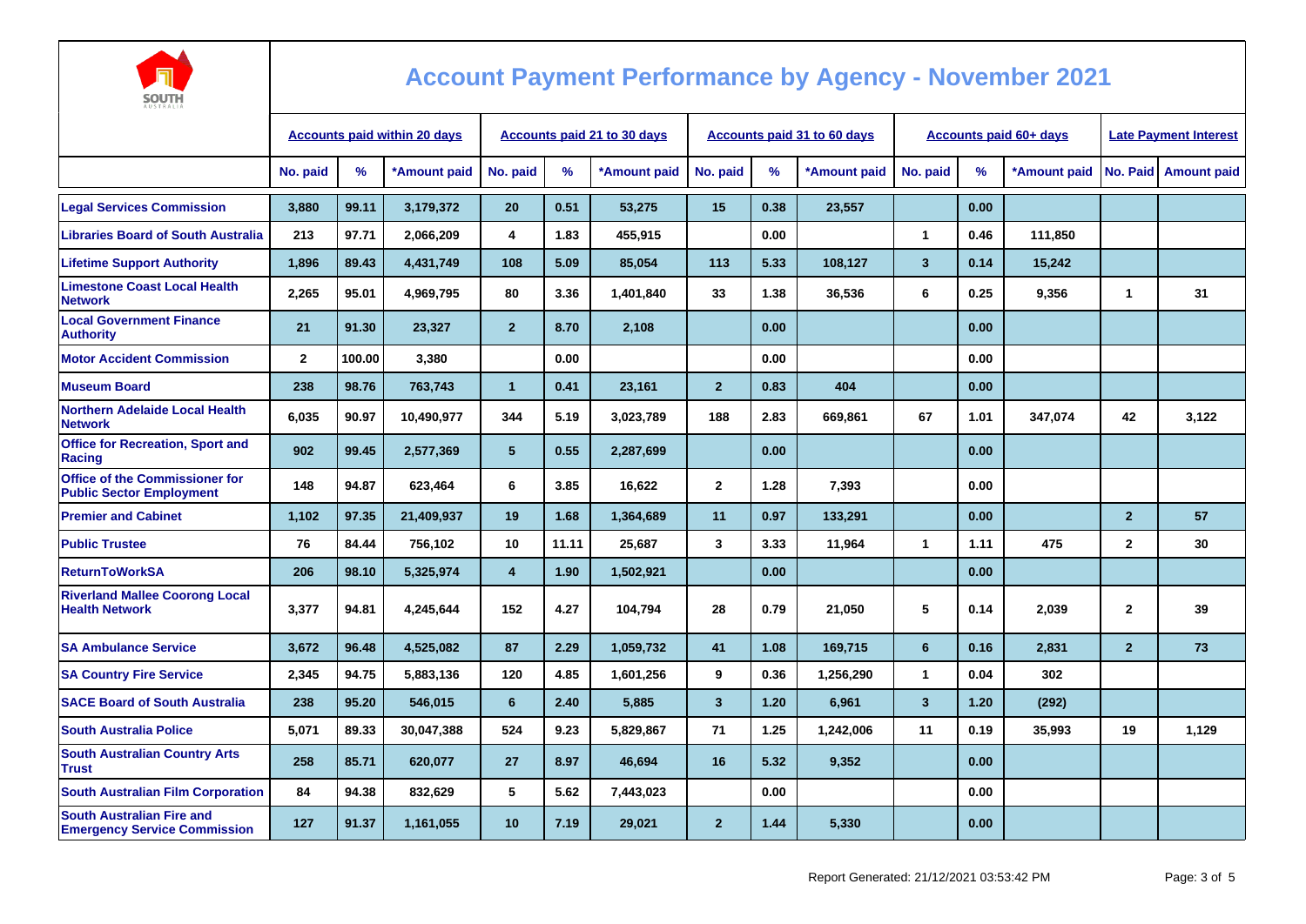# Account Payment Performance by Agency - November 2021

| | Accounts paid within 20 days | | | Accounts paid 21 to 30 days | | | Accounts paid 31 to 60 days | | | Accounts paid 60+ days | | | Late Payment Interest | |
|---|---|---|---|---|---|---|---|---|---|---|---|---|---|---|
| | No. paid | % | *Amount paid | No. paid | % | *Amount paid | No. paid | % | *Amount paid | No. paid | % | *Amount paid | No. Paid | Amount paid |
| Legal Services Commission | 3,880 | 99.11 | 3,179,372 | 20 | 0.51 | 53,275 | 15 | 0.38 | 23,557 | | 0.00 | | | |
| Libraries Board of South Australia | 213 | 97.71 | 2,066,209 | 4 | 1.83 | 455,915 | | 0.00 | | 1 | 0.46 | 111,850 | | |
| Lifetime Support Authority | 1,896 | 89.43 | 4,431,749 | 108 | 5.09 | 85,054 | 113 | 5.33 | 108,127 | 3 | 0.14 | 15,242 | | |
| Limestone Coast Local Health Network | 2,265 | 95.01 | 4,969,795 | 80 | 3.36 | 1,401,840 | 33 | 1.38 | 36,536 | 6 | 0.25 | 9,356 | 1 | 31 |
| Local Government Finance Authority | 21 | 91.30 | 23,327 | 2 | 8.70 | 2,108 | | 0.00 | | | 0.00 | | | |
| Motor Accident Commission | 2 | 100.00 | 3,380 | | 0.00 | | | 0.00 | | | 0.00 | | | |
| Museum Board | 238 | 98.76 | 763,743 | 1 | 0.41 | 23,161 | 2 | 0.83 | 404 | | 0.00 | | | |
| Northern Adelaide Local Health Network | 6,035 | 90.97 | 10,490,977 | 344 | 5.19 | 3,023,789 | 188 | 2.83 | 669,861 | 67 | 1.01 | 347,074 | 42 | 3,122 |
| Office for Recreation, Sport and Racing | 902 | 99.45 | 2,577,369 | 5 | 0.55 | 2,287,699 | | 0.00 | | | 0.00 | | | |
| Office of the Commissioner for Public Sector Employment | 148 | 94.87 | 623,464 | 6 | 3.85 | 16,622 | 2 | 1.28 | 7,393 | | 0.00 | | | |
| Premier and Cabinet | 1,102 | 97.35 | 21,409,937 | 19 | 1.68 | 1,364,689 | 11 | 0.97 | 133,291 | | 0.00 | | 2 | 57 |
| Public Trustee | 76 | 84.44 | 756,102 | 10 | 11.11 | 25,687 | 3 | 3.33 | 11,964 | 1 | 1.11 | 475 | 2 | 30 |
| ReturnToWorkSA | 206 | 98.10 | 5,325,974 | 4 | 1.90 | 1,502,921 | | 0.00 | | | 0.00 | | | |
| Riverland Mallee Coorong Local Health Network | 3,377 | 94.81 | 4,245,644 | 152 | 4.27 | 104,794 | 28 | 0.79 | 21,050 | 5 | 0.14 | 2,039 | 2 | 39 |
| SA Ambulance Service | 3,672 | 96.48 | 4,525,082 | 87 | 2.29 | 1,059,732 | 41 | 1.08 | 169,715 | 6 | 0.16 | 2,831 | 2 | 73 |
| SA Country Fire Service | 2,345 | 94.75 | 5,883,136 | 120 | 4.85 | 1,601,256 | 9 | 0.36 | 1,256,290 | 1 | 0.04 | 302 | | |
| SACE Board of South Australia | 238 | 95.20 | 546,015 | 6 | 2.40 | 5,885 | 3 | 1.20 | 6,961 | 3 | 1.20 | (292) | | |
| South Australia Police | 5,071 | 89.33 | 30,047,388 | 524 | 9.23 | 5,829,867 | 71 | 1.25 | 1,242,006 | 11 | 0.19 | 35,993 | 19 | 1,129 |
| South Australian Country Arts Trust | 258 | 85.71 | 620,077 | 27 | 8.97 | 46,694 | 16 | 5.32 | 9,352 | | 0.00 | | | |
| South Australian Film Corporation | 84 | 94.38 | 832,629 | 5 | 5.62 | 7,443,023 | | 0.00 | | | 0.00 | | | |
| South Australian Fire and Emergency Service Commission | 127 | 91.37 | 1,161,055 | 10 | 7.19 | 29,021 | 2 | 1.44 | 5,330 | | 0.00 | | | |

Report Generated: 21/12/2021 03:53:42 PM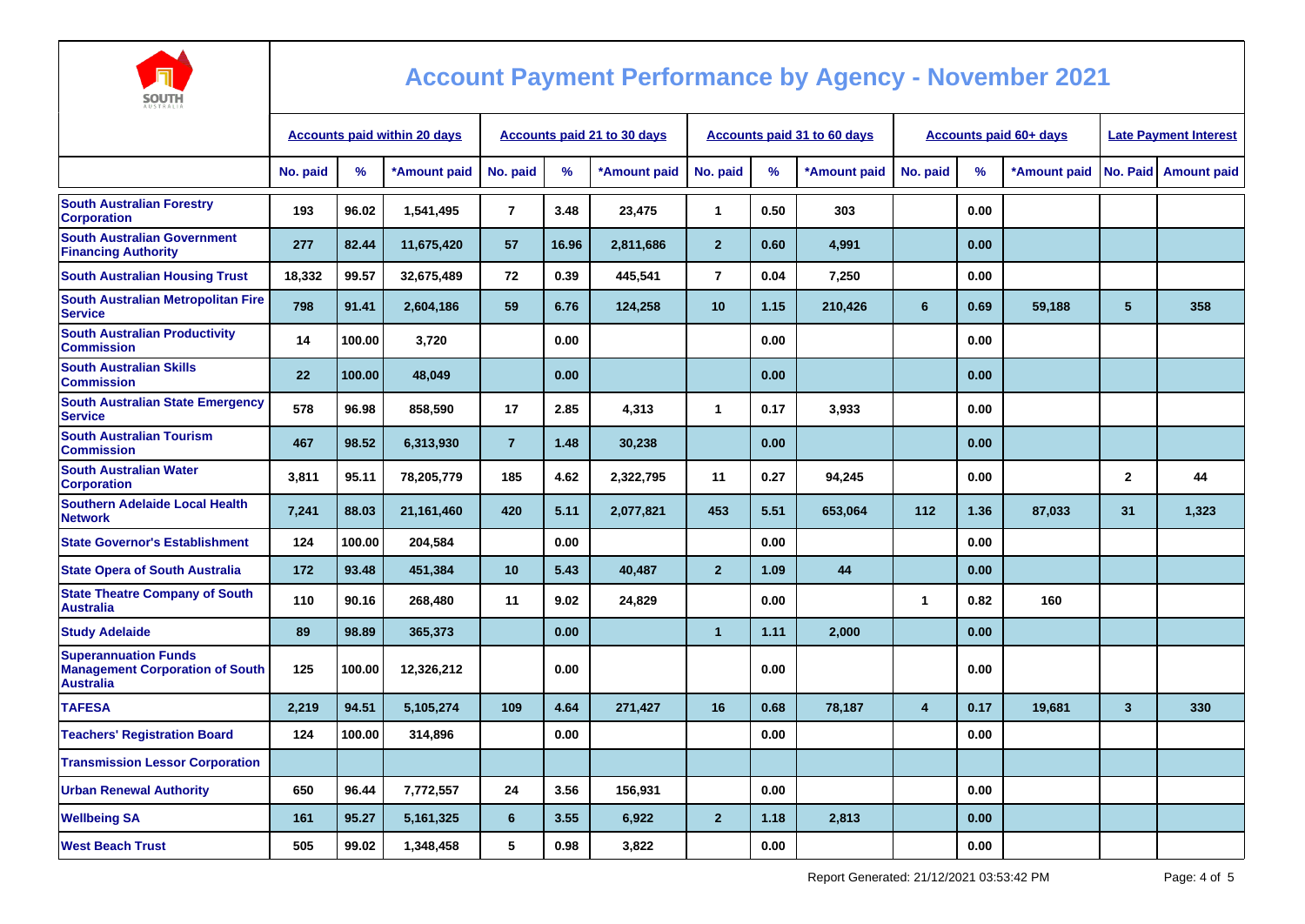# Account Payment Performance by Agency - November 2021

| | Accounts paid within 20 days | | | Accounts paid 21 to 30 days | | | Accounts paid 31 to 60 days | | | Accounts paid 60+ days | | | Late Payment Interest | |
|---|---|---|---|---|---|---|---|---|---|---|---|---|---|---|
| | No. paid | % | *Amount paid | No. paid | % | *Amount paid | No. paid | % | *Amount paid | No. paid | % | *Amount paid | No. Paid | Amount paid |
| South Australian Forestry Corporation | 193 | 96.02 | 1,541,495 | 7 | 3.48 | 23,475 | 1 | 0.50 | 303 | | 0.00 | | | |
| South Australian Government Financing Authority | 277 | 82.44 | 11,675,420 | 57 | 16.96 | 2,811,686 | 2 | 0.60 | 4,991 | | 0.00 | | | |
| South Australian Housing Trust | 18,332 | 99.57 | 32,675,489 | 72 | 0.39 | 445,541 | 7 | 0.04 | 7,250 | | 0.00 | | | |
| South Australian Metropolitan Fire Service | 798 | 91.41 | 2,604,186 | 59 | 6.76 | 124,258 | 10 | 1.15 | 210,426 | 6 | 0.69 | 59,188 | 5 | 358 |
| South Australian Productivity Commission | 14 | 100.00 | 3,720 | | 0.00 | | | 0.00 | | | 0.00 | | | |
| South Australian Skills Commission | 22 | 100.00 | 48,049 | | 0.00 | | | 0.00 | | | 0.00 | | | |
| South Australian State Emergency Service | 578 | 96.98 | 858,590 | 17 | 2.85 | 4,313 | 1 | 0.17 | 3,933 | | 0.00 | | | |
| South Australian Tourism Commission | 467 | 98.52 | 6,313,930 | 7 | 1.48 | 30,238 | | 0.00 | | | 0.00 | | | |
| South Australian Water Corporation | 3,811 | 95.11 | 78,205,779 | 185 | 4.62 | 2,322,795 | 11 | 0.27 | 94,245 | | 0.00 | | 2 | 44 |
| Southern Adelaide Local Health Network | 7,241 | 88.03 | 21,161,460 | 420 | 5.11 | 2,077,821 | 453 | 5.51 | 653,064 | 112 | 1.36 | 87,033 | 31 | 1,323 |
| State Governor's Establishment | 124 | 100.00 | 204,584 | | 0.00 | | | 0.00 | | | 0.00 | | | |
| State Opera of South Australia | 172 | 93.48 | 451,384 | 10 | 5.43 | 40,487 | 2 | 1.09 | 44 | | 0.00 | | | |
| State Theatre Company of South Australia | 110 | 90.16 | 268,480 | 11 | 9.02 | 24,829 | | 0.00 | | 1 | 0.82 | 160 | | |
| Study Adelaide | 89 | 98.89 | 365,373 | | 0.00 | | 1 | 1.11 | 2,000 | | 0.00 | | | |
| Superannuation Funds Management Corporation of South Australia | 125 | 100.00 | 12,326,212 | | 0.00 | | | 0.00 | | | 0.00 | | | |
| TAFESA | 2,219 | 94.51 | 5,105,274 | 109 | 4.64 | 271,427 | 16 | 0.68 | 78,187 | 4 | 0.17 | 19,681 | 3 | 330 |
| Teachers' Registration Board | 124 | 100.00 | 314,896 | | 0.00 | | | 0.00 | | | 0.00 | | | |
| Transmission Lessor Corporation | | | | | | | | | | | | | | |
| Urban Renewal Authority | 650 | 96.44 | 7,772,557 | 24 | 3.56 | 156,931 | | 0.00 | | | 0.00 | | | |
| Wellbeing SA | 161 | 95.27 | 5,161,325 | 6 | 3.55 | 6,922 | 2 | 1.18 | 2,813 | | 0.00 | | | |
| West Beach Trust | 505 | 99.02 | 1,348,458 | 5 | 0.98 | 3,822 | | 0.00 | | | 0.00 | | | |

Report Generated: 21/12/2021 03:53:42 PM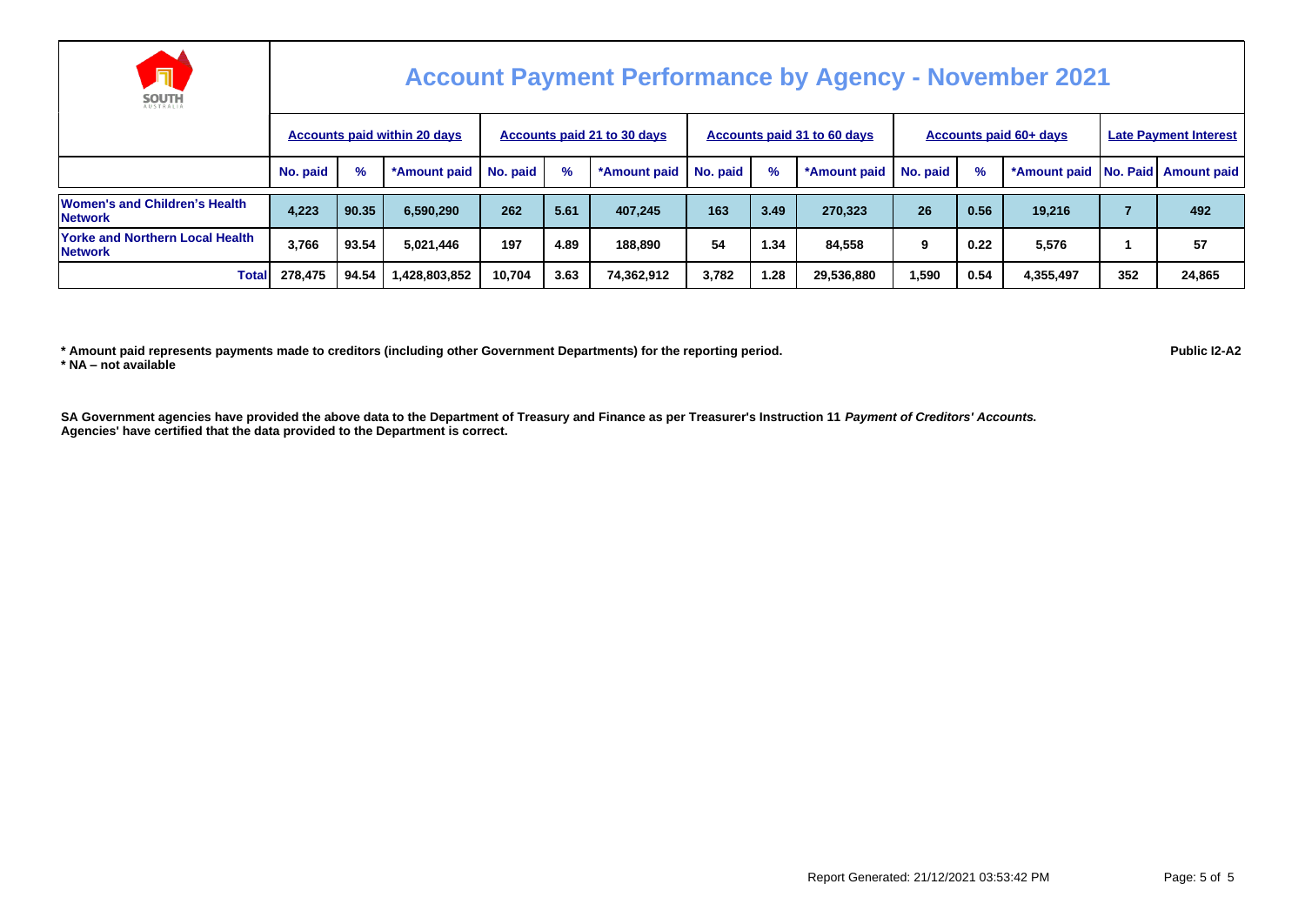# Account Payment Performance by Agency - November 2021

| | Accounts paid within 20 days | | | Accounts paid 21 to 30 days | | | Accounts paid 31 to 60 days | | | Accounts paid 60+ days | | | Late Payment Interest | |
|---|---|---|---|---|---|---|---|---|---|---|---|---|---|---|
| | No. paid | % | *Amount paid | No. paid | % | *Amount paid | No. paid | % | *Amount paid | No. paid | % | *Amount paid | No. Paid | Amount paid |
| Women's and Children's Health Network | 4,223 | 90.35 | 6,590,290 | 262 | 5.61 | 407,245 | 163 | 3.49 | 270,323 | 26 | 0.56 | 19,216 | 7 | 492 |
| Yorke and Northern Local Health Network | 3,766 | 93.54 | 5,021,446 | 197 | 4.89 | 188,890 | 54 | 1.34 | 84,558 | 9 | 0.22 | 5,576 | 1 | 57 |
| Total | 278,475 | 94.54 | 1,428,803,852 | 10,704 | 3.63 | 74,362,912 | 3,782 | 1.28 | 29,536,880 | 1,590 | 0.54 | 4,355,497 | 352 | 24,865 |

**\* Amount paid represents payments made to creditors (including other Government Departments) for the reporting period.**
**\* NA – not available**

**Public I2-A2**

**SA Government agencies have provided the above data to the Department of Treasury and Finance as per Treasurer's Instruction 11 *Payment of Creditors' Accounts.***
**Agencies' have certified that the data provided to the Department is correct.**

Report Generated: 21/12/2021 03:53:42 PM